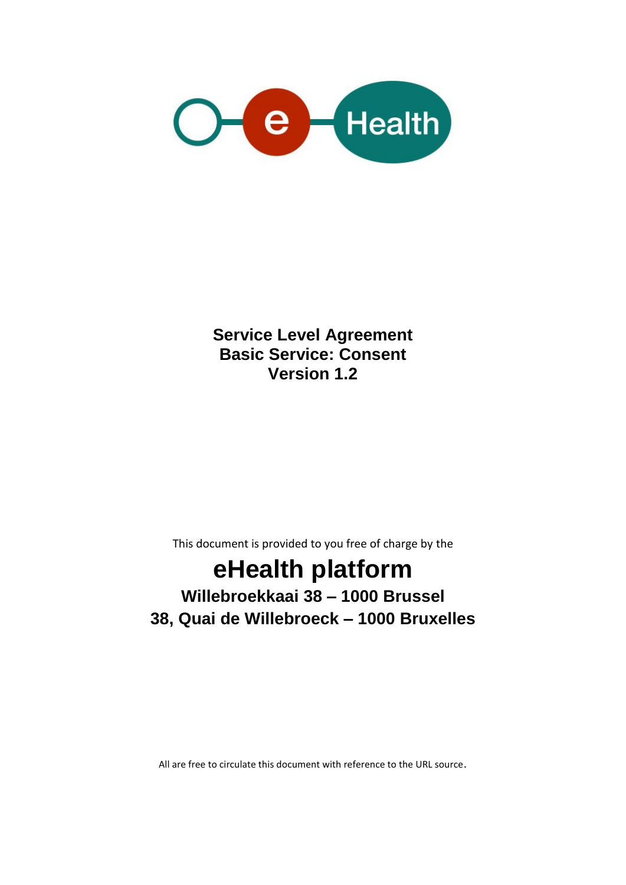# Service Level Agreement
# Basic Service: Consent
# Version 1.2

This document is provided to you free of charge by the

## eHealth platform

### Willebroekkaai 38 – 1000 Brussel
### 38, Quai de Willebroeck – 1000 Bruxelles

All are free to circulate this document with reference to the URL source.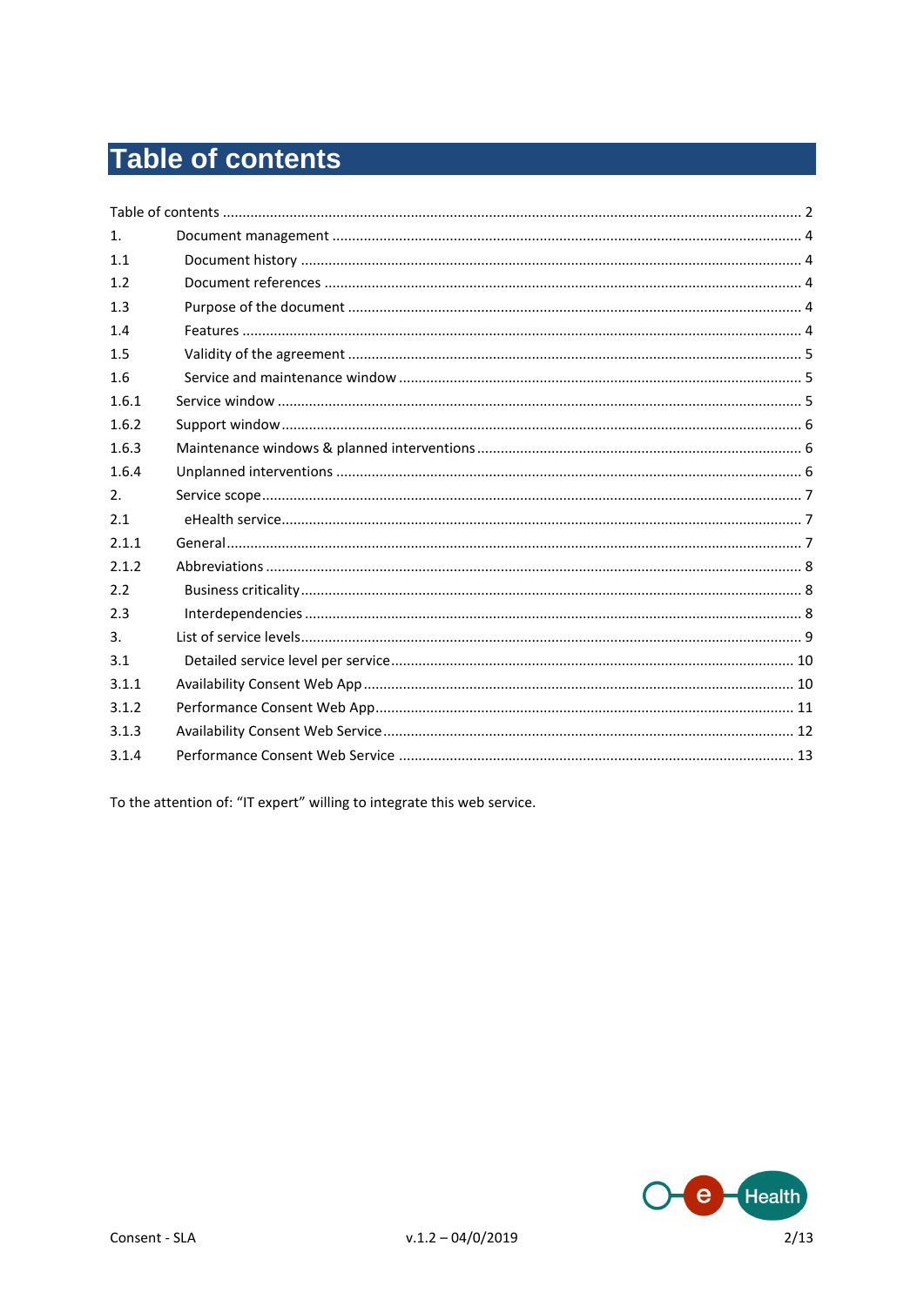# Table of contents

Table of contents ..................................................................................................... 2

1. Document management ..................................................................................... 4

1.1 Document history ........................................................................................ 4

1.2 Document references ................................................................................... 4

1.3 Purpose of the document ............................................................................. 4

1.4 Features ...................................................................................................... 4

1.5 Validity of the agreement ............................................................................. 5

1.6 Service and maintenance window ................................................................. 5

1.6.1 Service window ............................................................................................ 5

1.6.2 Support window ............................................................................................ 6

1.6.3 Maintenance windows & planned interventions .............................................. 6

1.6.4 Unplanned interventions ............................................................................... 6

2. Service scope ................................................................................................... 7

2.1 eHealth service ............................................................................................ 7

2.1.1 General ........................................................................................................ 7

2.1.2 Abbreviations ............................................................................................... 8

2.2 Business criticality ........................................................................................ 8

2.3 Interdependencies ........................................................................................ 8

3. List of service levels .......................................................................................... 9

3.1 Detailed service level per service ................................................................. 10

3.1.1 Availability Consent Web App ...................................................................... 10

3.1.2 Performance Consent Web App .................................................................... 11

3.1.3 Availability Consent Web Service ................................................................. 12

3.1.4 Performance Consent Web Service ............................................................... 13

To the attention of: "IT expert" willing to integrate this web service.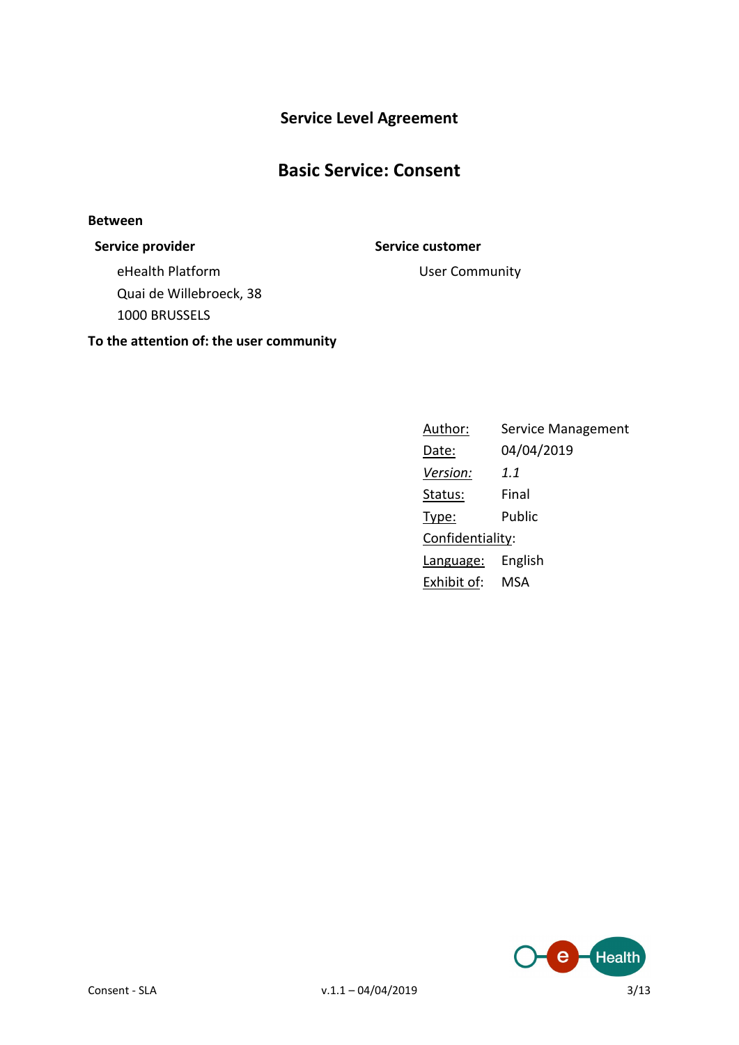# Service Level Agreement

## Basic Service: Consent

**Between**

**Service provider**

eHealth Platform
Quai de Willebroeck, 38
1000 BRUSSELS

**Service customer**

User Community

**To the attention of: the user community**

| | |
|---|---|
| Author: | Service Management |
| Date: | 04/04/2019 |
| *Version:* | *1.1* |
| Status: | Final |
| Type: | Public |
| Confidentiality: | |
| Language: | English |
| Exhibit of: | MSA |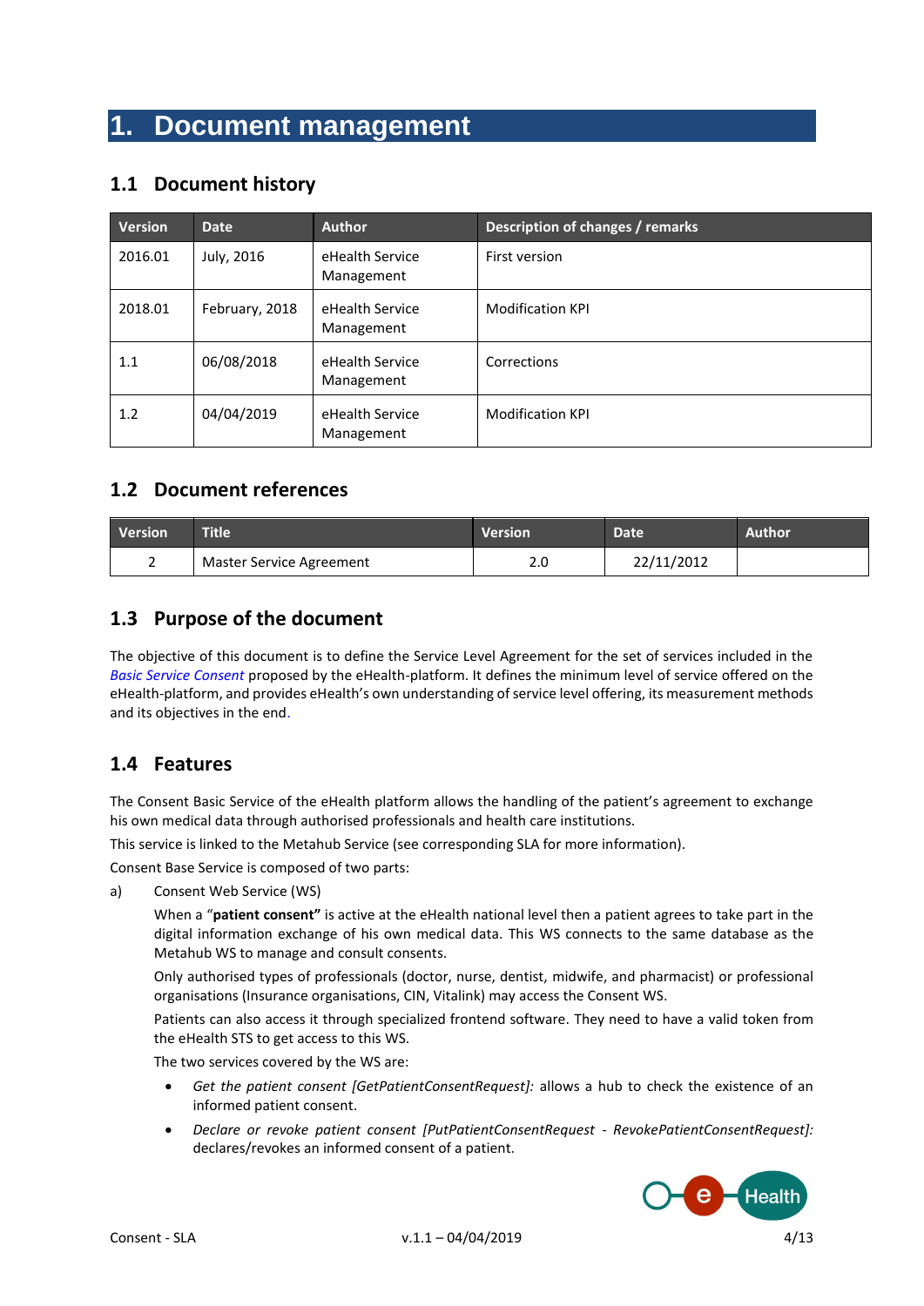# 1. Document management

## 1.1 Document history

| Version | Date | Author | Description of changes / remarks |
|---|---|---|---|
| 2016.01 | July, 2016 | eHealth Service Management | First version |
| 2018.01 | February, 2018 | eHealth Service Management | Modification KPI |
| 1.1 | 06/08/2018 | eHealth Service Management | Corrections |
| 1.2 | 04/04/2019 | eHealth Service Management | Modification KPI |

## 1.2 Document references

| Version | Title | Version | Date | Author |
|---|---|---|---|---|
| 2 | Master Service Agreement | 2.0 | 22/11/2012 | |

## 1.3 Purpose of the document

The objective of this document is to define the Service Level Agreement for the set of services included in the *Basic Service Consent* proposed by the eHealth-platform. It defines the minimum level of service offered on the eHealth-platform, and provides eHealth's own understanding of service level offering, its measurement methods and its objectives in the end.

## 1.4 Features

The Consent Basic Service of the eHealth platform allows the handling of the patient's agreement to exchange his own medical data through authorised professionals and health care institutions.

This service is linked to the Metahub Service (see corresponding SLA for more information).

Consent Base Service is composed of two parts:

a) Consent Web Service (WS)

When a "**patient consent"** is active at the eHealth national level then a patient agrees to take part in the digital information exchange of his own medical data. This WS connects to the same database as the Metahub WS to manage and consult consents.

Only authorised types of professionals (doctor, nurse, dentist, midwife, and pharmacist) or professional organisations (Insurance organisations, CIN, Vitalink) may access the Consent WS.

Patients can also access it through specialized frontend software. They need to have a valid token from the eHealth STS to get access to this WS.

The two services covered by the WS are:

- *Get the patient consent [GetPatientConsentRequest]:* allows a hub to check the existence of an informed patient consent.
- *Declare or revoke patient consent [PutPatientConsentRequest - RevokePatientConsentRequest]:* declares/revokes an informed consent of a patient.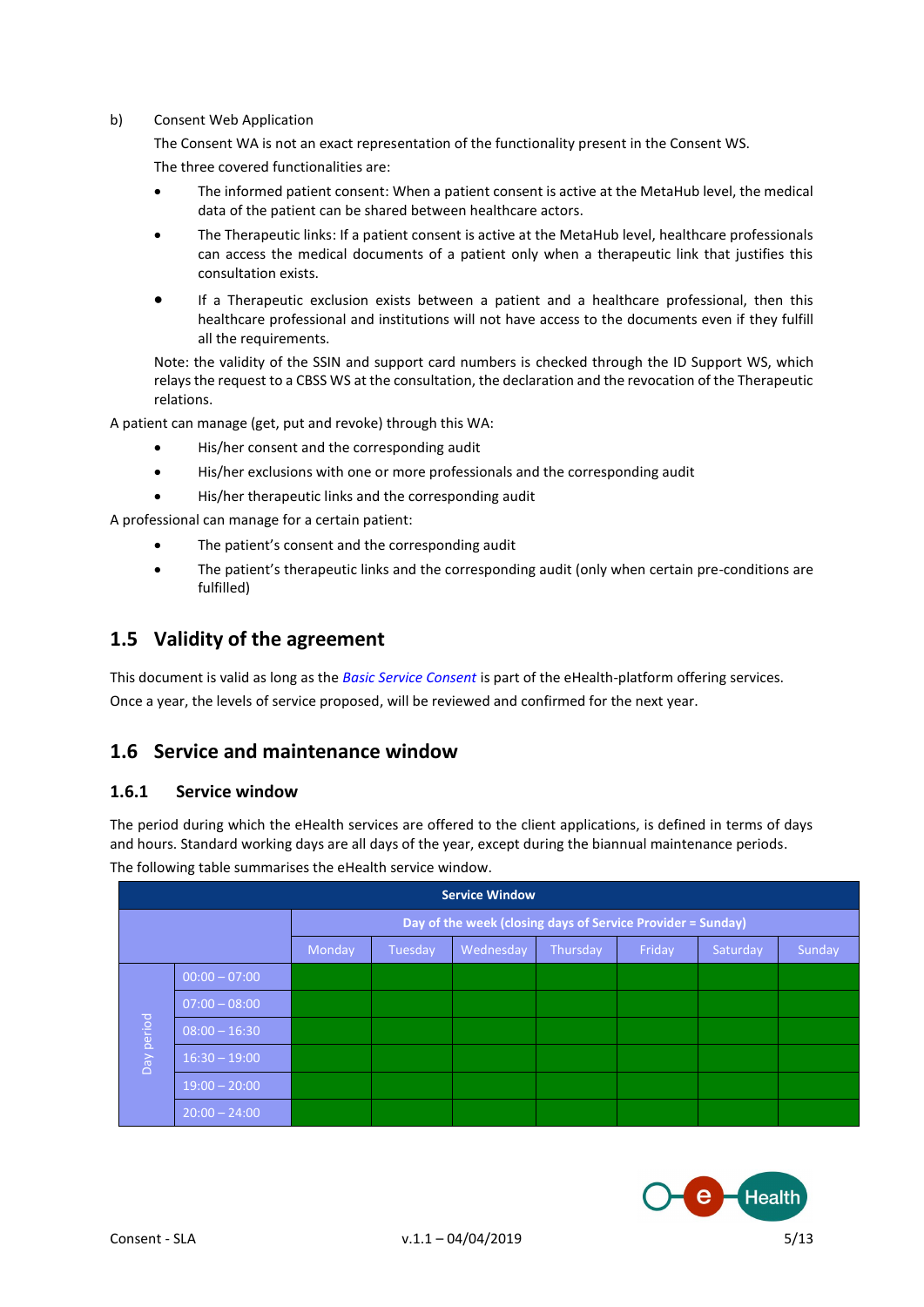b) Consent Web Application

The Consent WA is not an exact representation of the functionality present in the Consent WS.

The three covered functionalities are:

- The informed patient consent: When a patient consent is active at the MetaHub level, the medical data of the patient can be shared between healthcare actors.
- The Therapeutic links: If a patient consent is active at the MetaHub level, healthcare professionals can access the medical documents of a patient only when a therapeutic link that justifies this consultation exists.
- If a Therapeutic exclusion exists between a patient and a healthcare professional, then this healthcare professional and institutions will not have access to the documents even if they fulfill all the requirements.

Note: the validity of the SSIN and support card numbers is checked through the ID Support WS, which relays the request to a CBSS WS at the consultation, the declaration and the revocation of the Therapeutic relations.

A patient can manage (get, put and revoke) through this WA:

- His/her consent and the corresponding audit
- His/her exclusions with one or more professionals and the corresponding audit
- His/her therapeutic links and the corresponding audit

A professional can manage for a certain patient:

- The patient's consent and the corresponding audit
- The patient's therapeutic links and the corresponding audit (only when certain pre-conditions are fulfilled)

## 1.5 Validity of the agreement

This document is valid as long as the *Basic Service Consent* is part of the eHealth-platform offering services.

Once a year, the levels of service proposed, will be reviewed and confirmed for the next year.

## 1.6 Service and maintenance window

### 1.6.1 Service window

The period during which the eHealth services are offered to the client applications, is defined in terms of days and hours. Standard working days are all days of the year, except during the biannual maintenance periods.

The following table summarises the eHealth service window.

| Service Window | | | | | | | | |
|---|---|---|---|---|---|---|---|---|
| | | Day of the week (closing days of Service Provider = Sunday) | | | | | | |
| | | Monday | Tuesday | Wednesday | Thursday | Friday | Saturday | Sunday |
| Day period | 00:00 – 07:00 | | | | | | | |
| | 07:00 – 08:00 | | | | | | | |
| | 08:00 – 16:30 | | | | | | | |
| | 16:30 – 19:00 | | | | | | | |
| | 19:00 – 20:00 | | | | | | | |
| | 20:00 – 24:00 | | | | | | | |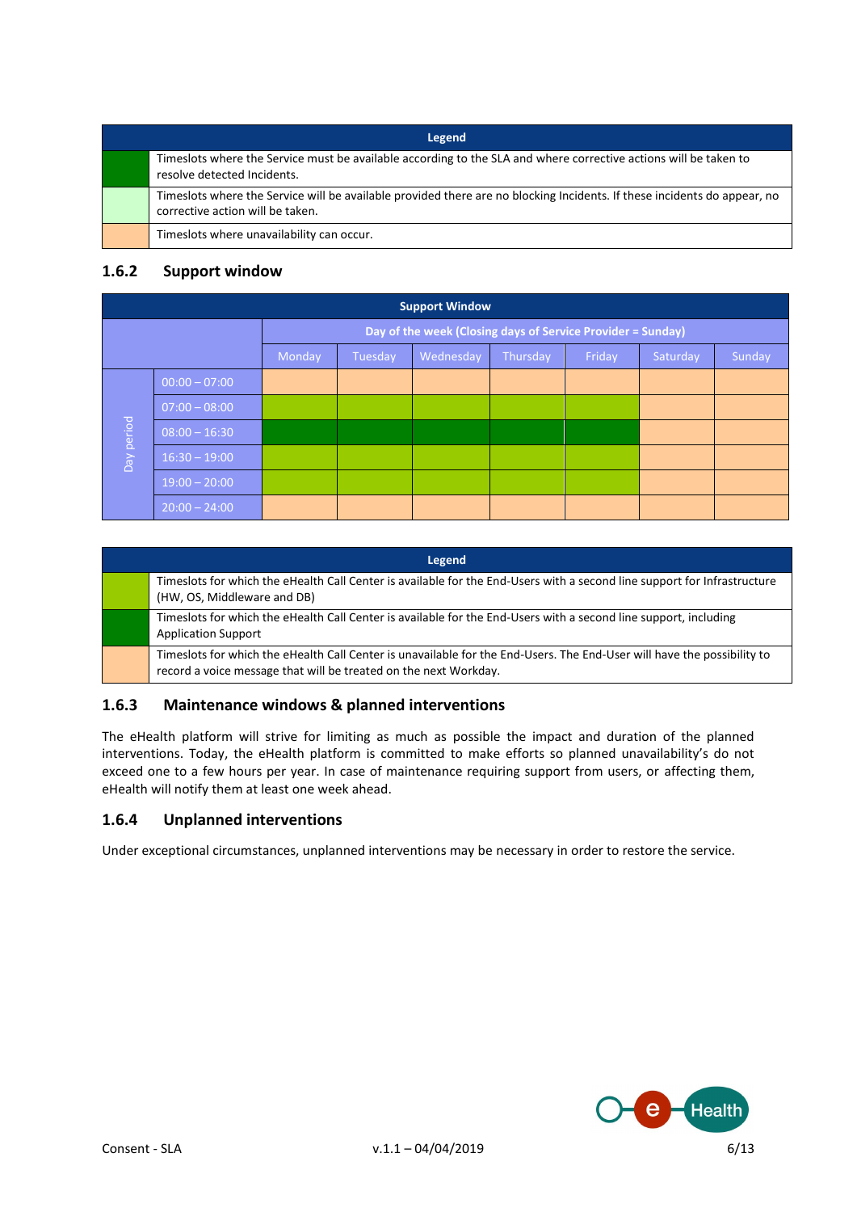| Legend | |
|---|---|
| Dark green | Timeslots where the Service must be available according to the SLA and where corrective actions will be taken to resolve detected Incidents. |
| Light green | Timeslots where the Service will be available provided there are no blocking Incidents. If these incidents do appear, no corrective action will be taken. |
| Orange | Timeslots where unavailability can occur. |

### 1.6.2 Support window

| Support Window | | | | | | | | |
|---|---|---|---|---|---|---|---|---|
| | | Day of the week (Closing days of Service Provider = Sunday) | | | | | | |
| | | Monday | Tuesday | Wednesday | Thursday | Friday | Saturday | Sunday |
| Day period | 00:00 – 07:00 | Orange | Orange | Orange | Orange | Orange | Orange | Orange |
| | 07:00 – 08:00 | Light green | Light green | Light green | Light green | Light green | Orange | Orange |
| | 08:00 – 16:30 | Dark green | Dark green | Dark green | Dark green | Dark green | Orange | Orange |
| | 16:30 – 19:00 | Light green | Light green | Light green | Light green | Light green | Orange | Orange |
| | 19:00 – 20:00 | Light green | Light green | Light green | Light green | Light green | Orange | Orange |
| | 20:00 – 24:00 | Orange | Orange | Orange | Orange | Orange | Orange | Orange |

| Legend | |
|---|---|
| Light green | Timeslots for which the eHealth Call Center is available for the End-Users with a second line support for Infrastructure (HW, OS, Middleware and DB) |
| Dark green | Timeslots for which the eHealth Call Center is available for the End-Users with a second line support, including Application Support |
| Orange | Timeslots for which the eHealth Call Center is unavailable for the End-Users. The End-User will have the possibility to record a voice message that will be treated on the next Workday. |

### 1.6.3 Maintenance windows & planned interventions

The eHealth platform will strive for limiting as much as possible the impact and duration of the planned interventions. Today, the eHealth platform is committed to make efforts so planned unavailability's do not exceed one to a few hours per year. In case of maintenance requiring support from users, or affecting them, eHealth will notify them at least one week ahead.

### 1.6.4 Unplanned interventions

Under exceptional circumstances, unplanned interventions may be necessary in order to restore the service.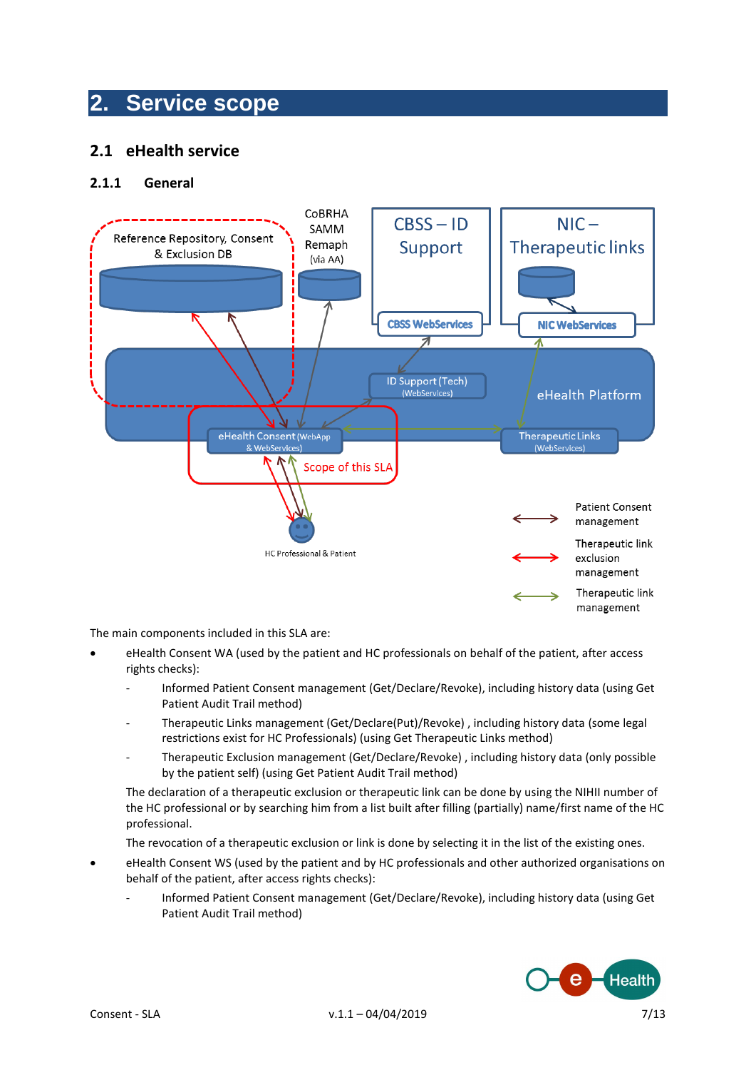# 2. Service scope

## 2.1 eHealth service

### 2.1.1 General

The main components included in this SLA are:

- eHealth Consent WA (used by the patient and HC professionals on behalf of the patient, after access rights checks):
  - Informed Patient Consent management (Get/Declare/Revoke), including history data (using Get Patient Audit Trail method)
  - Therapeutic Links management (Get/Declare(Put)/Revoke) , including history data (some legal restrictions exist for HC Professionals) (using Get Therapeutic Links method)
  - Therapeutic Exclusion management (Get/Declare/Revoke) , including history data (only possible by the patient self) (using Get Patient Audit Trail method)

  The declaration of a therapeutic exclusion or therapeutic link can be done by using the NIHII number of the HC professional or by searching him from a list built after filling (partially) name/first name of the HC professional.

  The revocation of a therapeutic exclusion or link is done by selecting it in the list of the existing ones.
- eHealth Consent WS (used by the patient and by HC professionals and other authorized organisations on behalf of the patient, after access rights checks):
  - Informed Patient Consent management (Get/Declare/Revoke), including history data (using Get Patient Audit Trail method)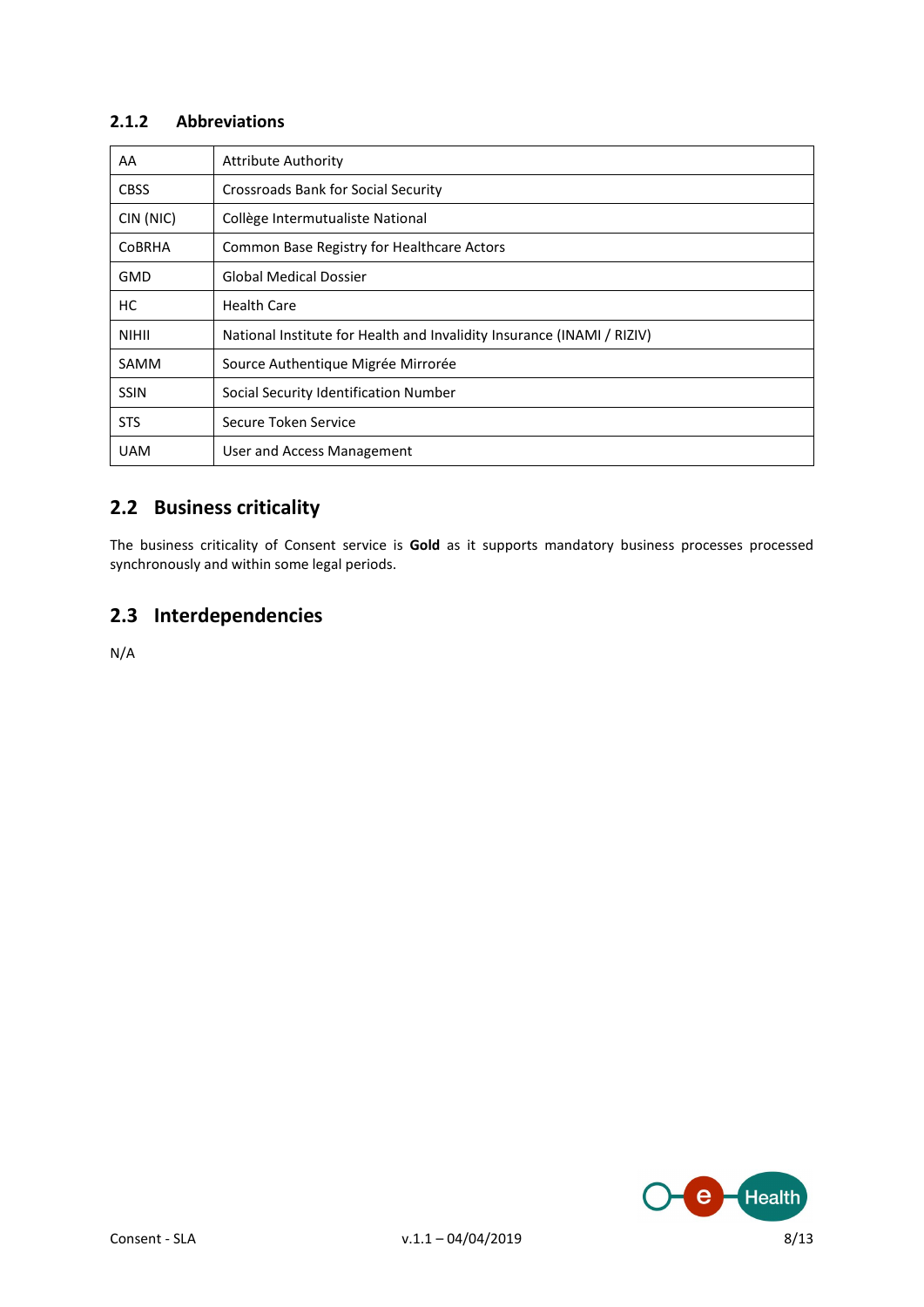### 2.1.2 Abbreviations

| | |
|---|---|
| AA | Attribute Authority |
| CBSS | Crossroads Bank for Social Security |
| CIN (NIC) | Collège Intermutualiste National |
| CoBRHA | Common Base Registry for Healthcare Actors |
| GMD | Global Medical Dossier |
| HC | Health Care |
| NIHII | National Institute for Health and Invalidity Insurance (INAMI / RIZIV) |
| SAMM | Source Authentique Migrée Mirrorée |
| SSIN | Social Security Identification Number |
| STS | Secure Token Service |
| UAM | User and Access Management |

## 2.2 Business criticality

The business criticality of Consent service is **Gold** as it supports mandatory business processes processed synchronously and within some legal periods.

## 2.3 Interdependencies

N/A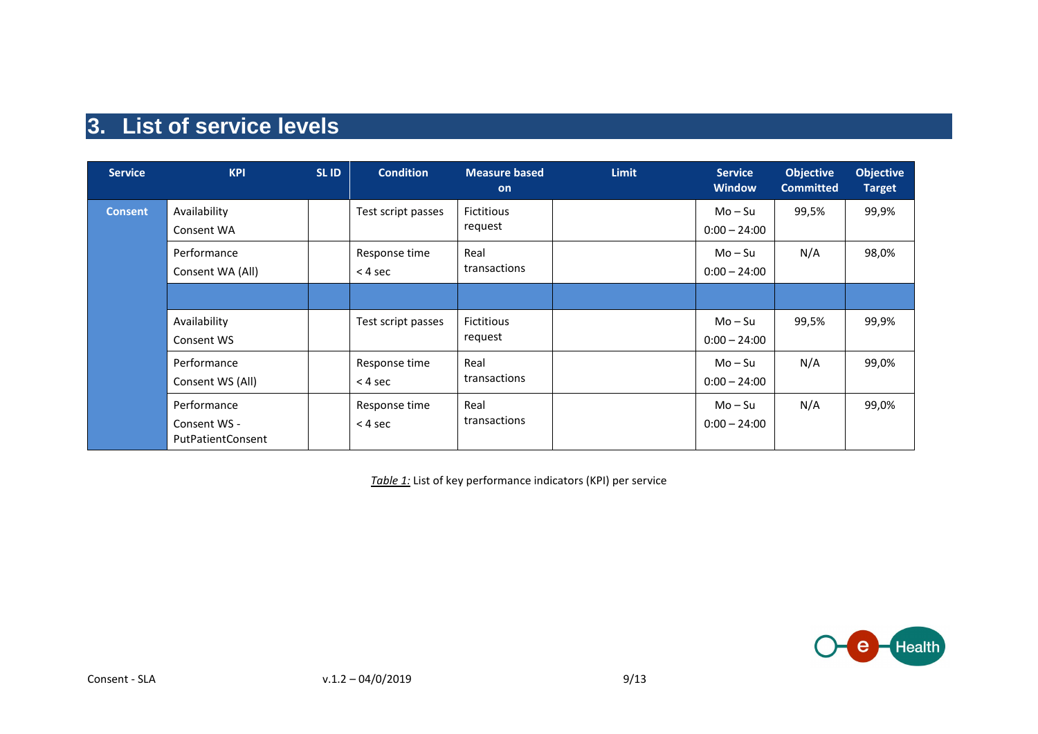# 3. List of service levels

| Service | KPI | SL ID | Condition | Measure based on | Limit | Service Window | Objective Committed | Objective Target |
|---|---|---|---|---|---|---|---|---|
| **Consent** | Availability Consent WA | | Test script passes | Fictitious request | | Mo – Su 0:00 – 24:00 | 99,5% | 99,9% |
| | Performance Consent WA (All) | | Response time < 4 sec | Real transactions | | Mo – Su 0:00 – 24:00 | N/A | 98,0% |
| | | | | | | | | |
| | Availability Consent WS | | Test script passes | Fictitious request | | Mo – Su 0:00 – 24:00 | 99,5% | 99,9% |
| | Performance Consent WS (All) | | Response time < 4 sec | Real transactions | | Mo – Su 0:00 – 24:00 | N/A | 99,0% |
| | Performance Consent WS - PutPatientConsent | | Response time < 4 sec | Real transactions | | Mo – Su 0:00 – 24:00 | N/A | 99,0% |

*Table 1:* List of key performance indicators (KPI) per service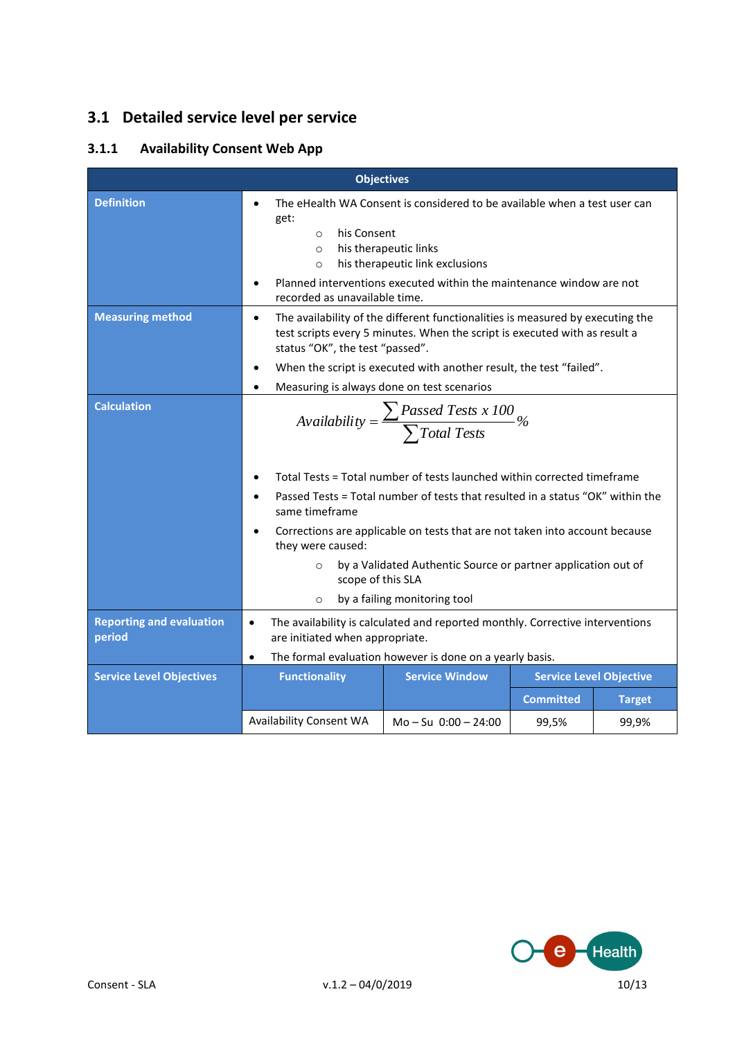## 3.1 Detailed service level per service

### 3.1.1 Availability Consent Web App

| Objectives | | | | |
|---|---|---|---|---|
| **Definition** | • The eHealth WA Consent is considered to be available when a test user can get:<br>  ○ his Consent<br>  ○ his therapeutic links<br>  ○ his therapeutic link exclusions<br>• Planned interventions executed within the maintenance window are not recorded as unavailable time. | | | |
| **Measuring method** | • The availability of the different functionalities is measured by executing the test scripts every 5 minutes. When the script is executed with as result a status "OK", the test "passed".<br>• When the script is executed with another result, the test "failed".<br>• Measuring is always done on test scenarios | | | |
| **Calculation** | $$Availability = \frac{\sum Passed\ Tests\ x\ 100}{\sum Total\ Tests} \%$$<br>• Total Tests = Total number of tests launched within corrected timeframe<br>• Passed Tests = Total number of tests that resulted in a status "OK" within the same timeframe<br>• Corrections are applicable on tests that are not taken into account because they were caused:<br>  ○ by a Validated Authentic Source or partner application out of scope of this SLA<br>  ○ by a failing monitoring tool | | | |
| **Reporting and evaluation period** | • The availability is calculated and reported monthly. Corrective interventions are initiated when appropriate.<br>• The formal evaluation however is done on a yearly basis. | | | |
| **Service Level Objectives** | **Functionality** | **Service Window** | **Service Level Objective** | |
| | | | **Committed** | **Target** |
| | Availability Consent WA | Mo – Su 0:00 – 24:00 | 99,5% | 99,9% |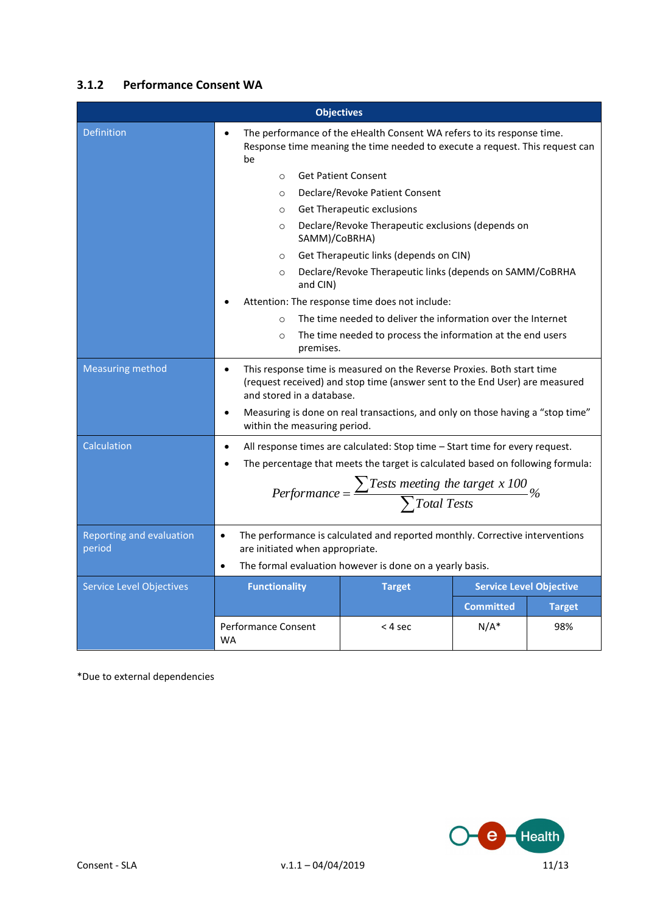### 3.1.2 Performance Consent WA

| Objectives | |
|---|---|
| Definition | • The performance of the eHealth Consent WA refers to its response time. Response time meaning the time needed to execute a request. This request can be<br>○ Get Patient Consent<br>○ Declare/Revoke Patient Consent<br>○ Get Therapeutic exclusions<br>○ Declare/Revoke Therapeutic exclusions (depends on SAMM)/CoBRHA)<br>○ Get Therapeutic links (depends on CIN)<br>○ Declare/Revoke Therapeutic links (depends on SAMM/CoBRHA and CIN)<br>• Attention: The response time does not include:<br>○ The time needed to deliver the information over the Internet<br>○ The time needed to process the information at the end users premises. |
| Measuring method | • This response time is measured on the Reverse Proxies. Both start time (request received) and stop time (answer sent to the End User) are measured and stored in a database.<br>• Measuring is done on real transactions, and only on those having a "stop time" within the measuring period. |
| Calculation | • All response times are calculated: Stop time – Start time for every request.<br>• The percentage that meets the target is calculated based on following formula:<br>$Performance = \frac{\sum Tests\ meeting\ the\ target\ x\ 100}{\sum Total\ Tests} \%$ |
| Reporting and evaluation period | • The performance is calculated and reported monthly. Corrective interventions are initiated when appropriate.<br>• The formal evaluation however is done on a yearly basis. |

| Service Level Objectives | Functionality | Target | Service Level Objective | |
|---|---|---|---|---|
| | | | Committed | Target |
| | Performance Consent WA | < 4 sec | N/A* | 98% |

*Due to external dependencies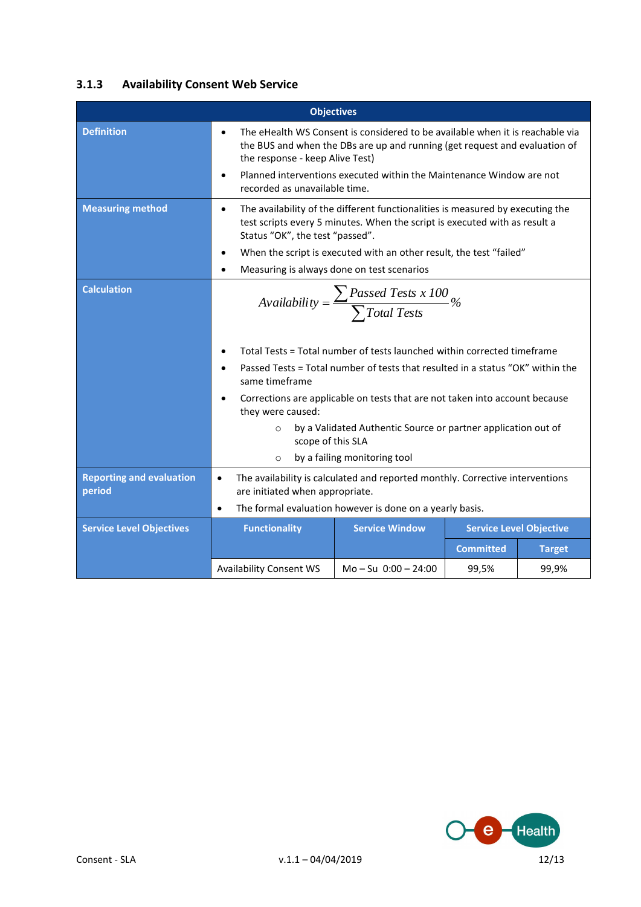### 3.1.3 Availability Consent Web Service

| Objectives | | | | |
|---|---|---|---|---|
| **Definition** | • The eHealth WS Consent is considered to be available when it is reachable via the BUS and when the DBs are up and running (get request and evaluation of the response - keep Alive Test)<br>• Planned interventions executed within the Maintenance Window are not recorded as unavailable time. | | | |
| **Measuring method** | • The availability of the different functionalities is measured by executing the test scripts every 5 minutes. When the script is executed with as result a Status "OK", the test "passed".<br>• When the script is executed with an other result, the test "failed"<br>• Measuring is always done on test scenarios | | | |
| **Calculation** | $$Availability = \frac{\sum Passed\ Tests\ x\ 100}{\sum Total\ Tests}\%$$<br>• Total Tests = Total number of tests launched within corrected timeframe<br>• Passed Tests = Total number of tests that resulted in a status "OK" within the same timeframe<br>• Corrections are applicable on tests that are not taken into account because they were caused:<br>  ○ by a Validated Authentic Source or partner application out of scope of this SLA<br>  ○ by a failing monitoring tool | | | |
| **Reporting and evaluation period** | • The availability is calculated and reported monthly. Corrective interventions are initiated when appropriate.<br>• The formal evaluation however is done on a yearly basis. | | | |
| **Service Level Objectives** | **Functionality** | **Service Window** | **Service Level Objective** | |
| | | | **Committed** | **Target** |
| | Availability Consent WS | Mo – Su 0:00 – 24:00 | 99,5% | 99,9% |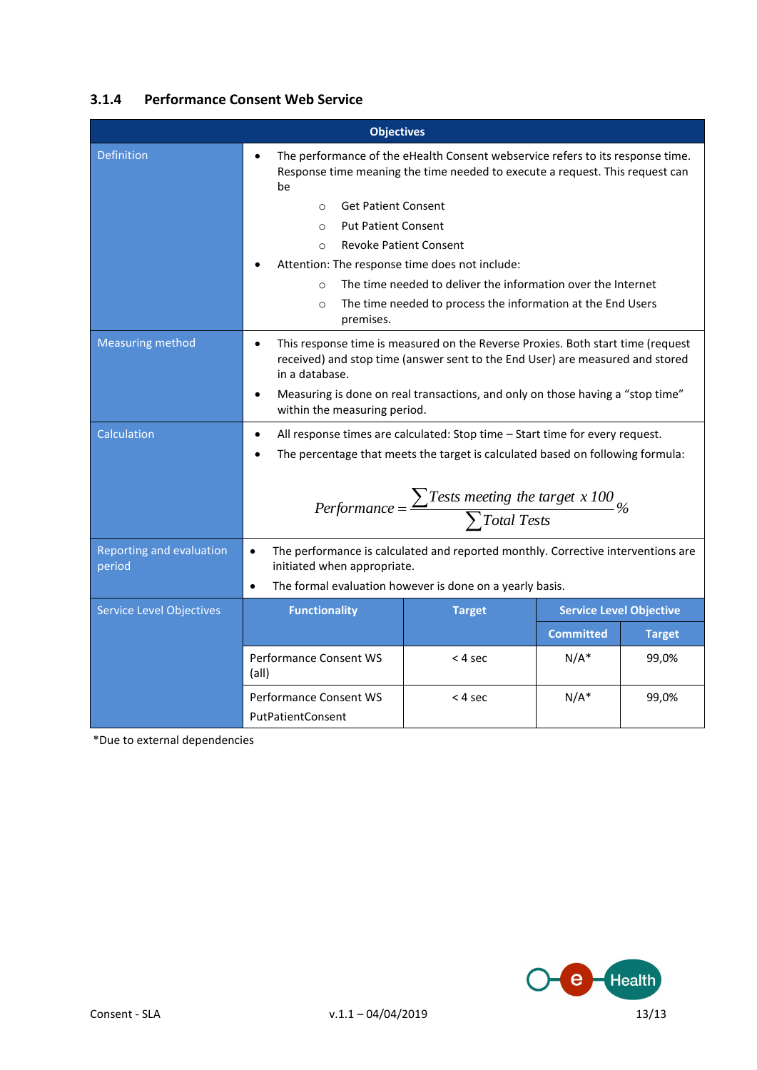### 3.1.4 Performance Consent Web Service

| Objectives | | | | |
|---|---|---|---|---|
| Definition | • The performance of the eHealth Consent webservice refers to its response time. Response time meaning the time needed to execute a request. This request can be<br>○ Get Patient Consent<br>○ Put Patient Consent<br>○ Revoke Patient Consent<br>• Attention: The response time does not include:<br>○ The time needed to deliver the information over the Internet<br>○ The time needed to process the information at the End Users premises. | | | |
| Measuring method | • This response time is measured on the Reverse Proxies. Both start time (request received) and stop time (answer sent to the End User) are measured and stored in a database.<br>• Measuring is done on real transactions, and only on those having a "stop time" within the measuring period. | | | |
| Calculation | • All response times are calculated: Stop time – Start time for every request.<br>• The percentage that meets the target is calculated based on following formula:<br>$$Performance = \frac{\sum Tests\ meeting\ the\ target\ x\ 100}{\sum Total\ Tests}\%$$ | | | |
| Reporting and evaluation period | • The performance is calculated and reported monthly. Corrective interventions are initiated when appropriate.<br>• The formal evaluation however is done on a yearly basis. | | | |
| Service Level Objectives | **Functionality** | **Target** | **Service Level Objective** | |
| | | | **Committed** | **Target** |
| | Performance Consent WS (all) | < 4 sec | N/A* | 99,0% |
| | Performance Consent WS PutPatientConsent | < 4 sec | N/A* | 99,0% |

*Due to external dependencies